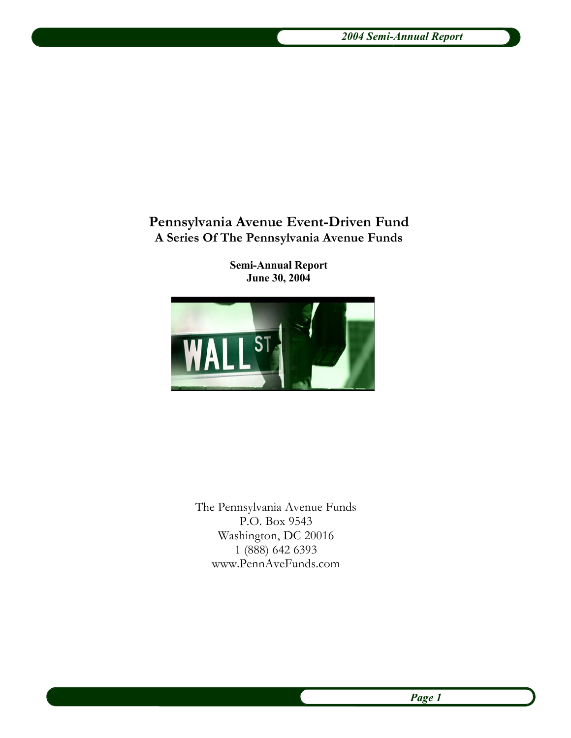# Pennsylvania Avenue Event-Driven Fund

## A Series Of The Pennsylvania Avenue Funds

**Semi-Annual Report**
**June 30, 2004**

The Pennsylvania Avenue Funds
P.O. Box 9543
Washington, DC 20016
1 (888) 642 6393
www.PennAveFunds.com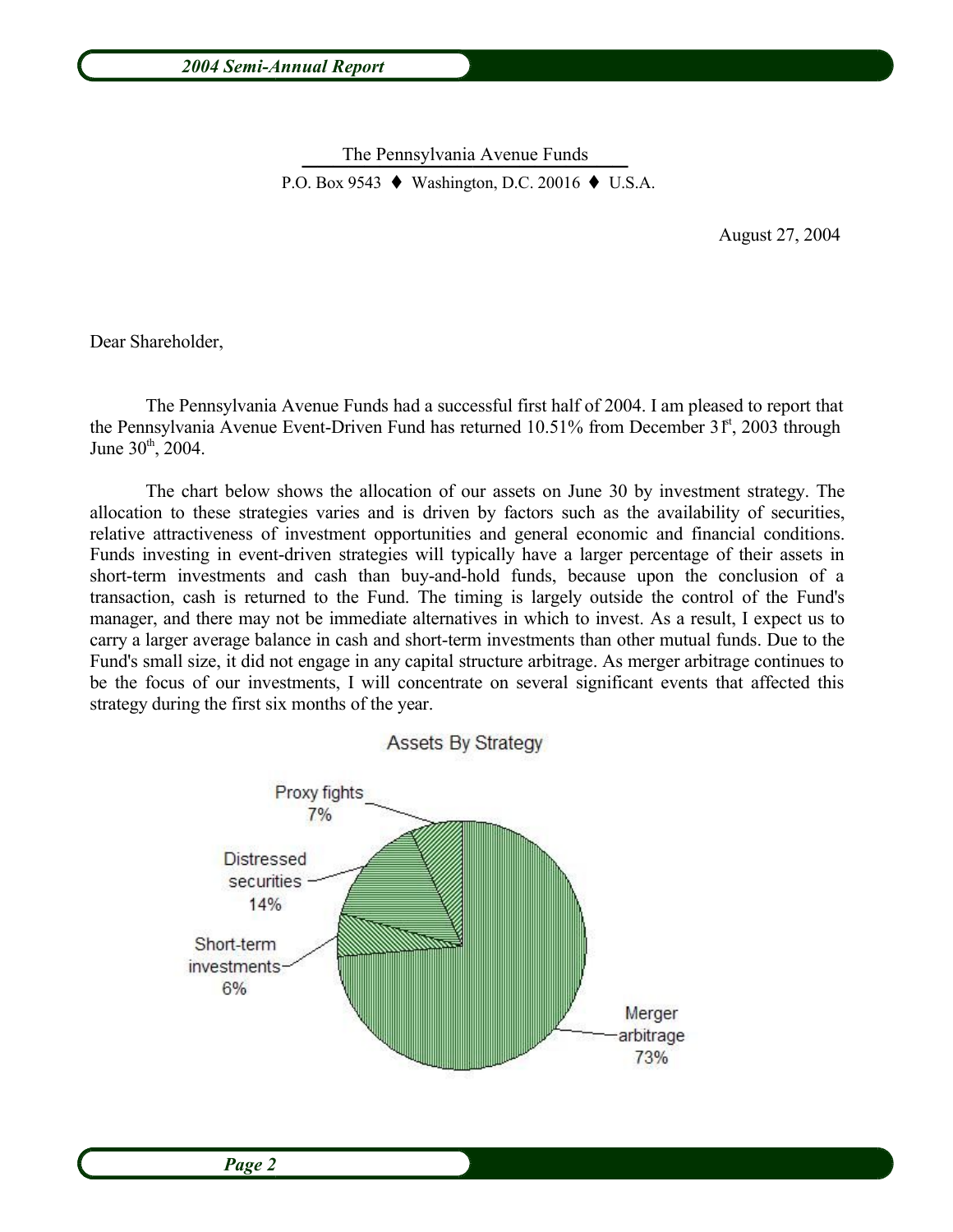The Pennsylvania Avenue Funds

P.O. Box 9543 ♦ Washington, D.C. 20016 ♦ U.S.A.

August 27, 2004

Dear Shareholder,

The Pennsylvania Avenue Funds had a successful first half of 2004. I am pleased to report that the Pennsylvania Avenue Event-Driven Fund has returned 10.51% from December 31st, 2003 through June 30th, 2004.

The chart below shows the allocation of our assets on June 30 by investment strategy. The allocation to these strategies varies and is driven by factors such as the availability of securities, relative attractiveness of investment opportunities and general economic and financial conditions. Funds investing in event-driven strategies will typically have a larger percentage of their assets in short-term investments and cash than buy-and-hold funds, because upon the conclusion of a transaction, cash is returned to the Fund. The timing is largely outside the control of the Fund's manager, and there may not be immediate alternatives in which to invest. As a result, I expect us to carry a larger average balance in cash and short-term investments than other mutual funds. Due to the Fund's small size, it did not engage in any capital structure arbitrage. As merger arbitrage continues to be the focus of our investments, I will concentrate on several significant events that affected this strategy during the first six months of the year.

Assets By Strategy

| Strategy | Allocation |
|---|---|
| Merger arbitrage | 73% |
| Distressed securities | 14% |
| Proxy fights | 7% |
| Short-term investments | 6% |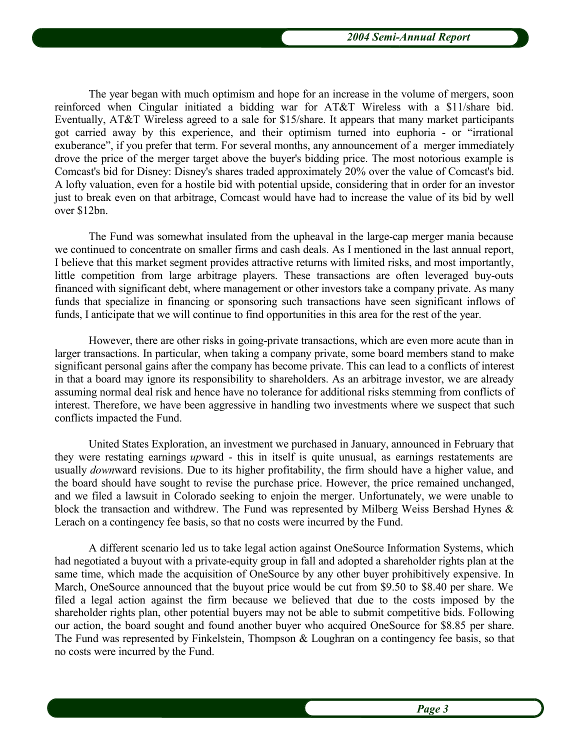The year began with much optimism and hope for an increase in the volume of mergers, soon reinforced when Cingular initiated a bidding war for AT&T Wireless with a $11/share bid. Eventually, AT&T Wireless agreed to a sale for $15/share. It appears that many market participants got carried away by this experience, and their optimism turned into euphoria - or "irrational exuberance", if you prefer that term. For several months, any announcement of a merger immediately drove the price of the merger target above the buyer's bidding price. The most notorious example is Comcast's bid for Disney: Disney's shares traded approximately 20% over the value of Comcast's bid. A lofty valuation, even for a hostile bid with potential upside, considering that in order for an investor just to break even on that arbitrage, Comcast would have had to increase the value of its bid by well over $12bn.

The Fund was somewhat insulated from the upheaval in the large-cap merger mania because we continued to concentrate on smaller firms and cash deals. As I mentioned in the last annual report, I believe that this market segment provides attractive returns with limited risks, and most importantly, little competition from large arbitrage players. These transactions are often leveraged buy-outs financed with significant debt, where management or other investors take a company private. As many funds that specialize in financing or sponsoring such transactions have seen significant inflows of funds, I anticipate that we will continue to find opportunities in this area for the rest of the year.

However, there are other risks in going-private transactions, which are even more acute than in larger transactions. In particular, when taking a company private, some board members stand to make significant personal gains after the company has become private. This can lead to a conflicts of interest in that a board may ignore its responsibility to shareholders. As an arbitrage investor, we are already assuming normal deal risk and hence have no tolerance for additional risks stemming from conflicts of interest. Therefore, we have been aggressive in handling two investments where we suspect that such conflicts impacted the Fund.

United States Exploration, an investment we purchased in January, announced in February that they were restating earnings *up*ward - this in itself is quite unusual, as earnings restatements are usually *down*ward revisions. Due to its higher profitability, the firm should have a higher value, and the board should have sought to revise the purchase price. However, the price remained unchanged, and we filed a lawsuit in Colorado seeking to enjoin the merger. Unfortunately, we were unable to block the transaction and withdrew. The Fund was represented by Milberg Weiss Bershad Hynes & Lerach on a contingency fee basis, so that no costs were incurred by the Fund.

A different scenario led us to take legal action against OneSource Information Systems, which had negotiated a buyout with a private-equity group in fall and adopted a shareholder rights plan at the same time, which made the acquisition of OneSource by any other buyer prohibitively expensive. In March, OneSource announced that the buyout price would be cut from $9.50 to $8.40 per share. We filed a legal action against the firm because we believed that due to the costs imposed by the shareholder rights plan, other potential buyers may not be able to submit competitive bids. Following our action, the board sought and found another buyer who acquired OneSource for $8.85 per share. The Fund was represented by Finkelstein, Thompson & Loughran on a contingency fee basis, so that no costs were incurred by the Fund.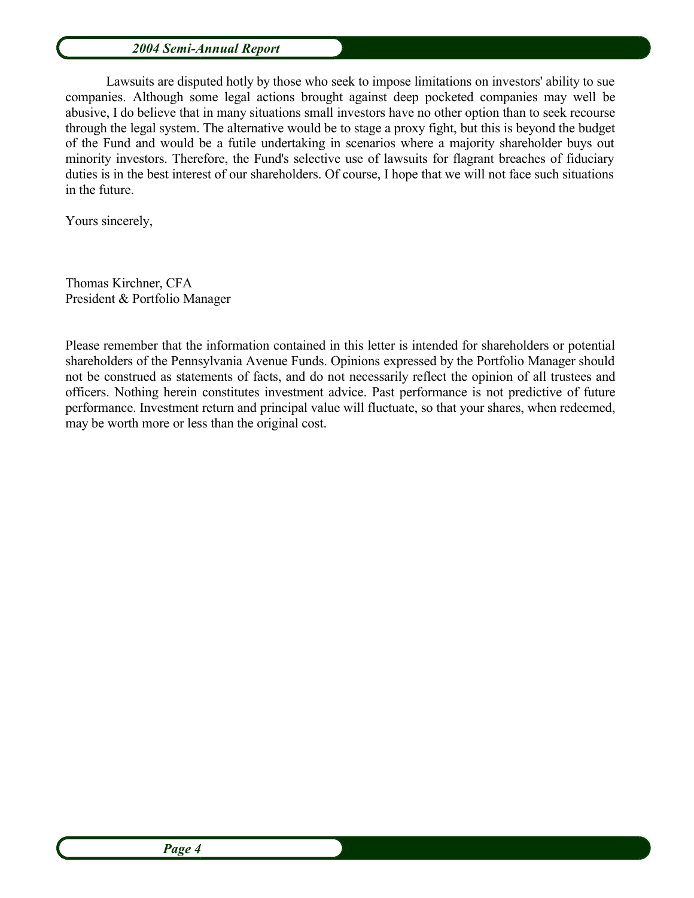Lawsuits are disputed hotly by those who seek to impose limitations on investors' ability to sue companies. Although some legal actions brought against deep pocketed companies may well be abusive, I do believe that in many situations small investors have no other option than to seek recourse through the legal system. The alternative would be to stage a proxy fight, but this is beyond the budget of the Fund and would be a futile undertaking in scenarios where a majority shareholder buys out minority investors. Therefore, the Fund's selective use of lawsuits for flagrant breaches of fiduciary duties is in the best interest of our shareholders. Of course, I hope that we will not face such situations in the future.

Yours sincerely,

Thomas Kirchner, CFA
President & Portfolio Manager

Please remember that the information contained in this letter is intended for shareholders or potential shareholders of the Pennsylvania Avenue Funds. Opinions expressed by the Portfolio Manager should not be construed as statements of facts, and do not necessarily reflect the opinion of all trustees and officers. Nothing herein constitutes investment advice. Past performance is not predictive of future performance. Investment return and principal value will fluctuate, so that your shares, when redeemed, may be worth more or less than the original cost.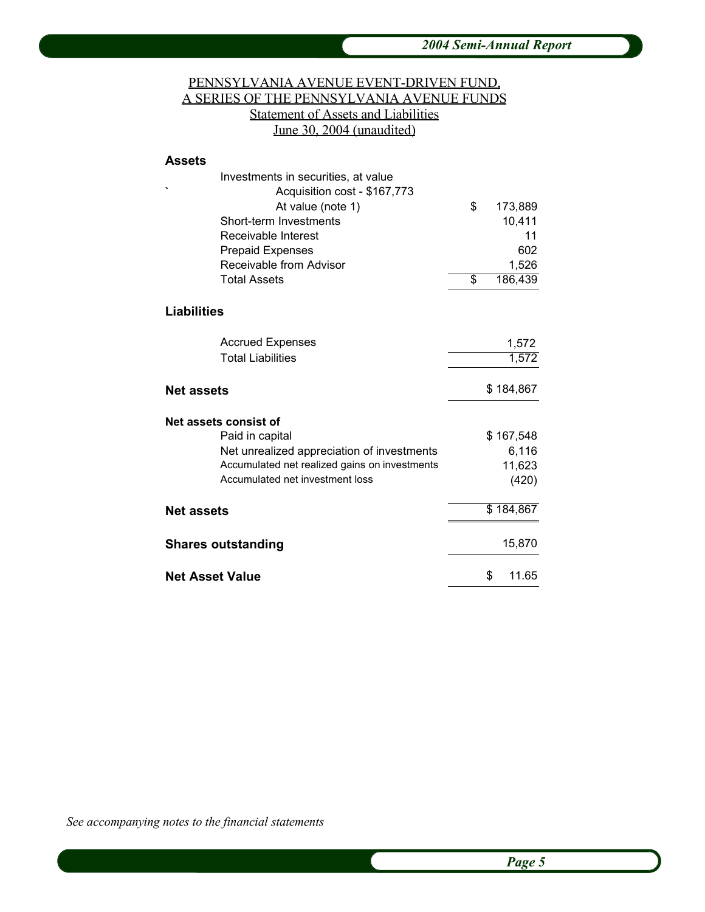PENNSYLVANIA AVENUE EVENT-DRIVEN FUND,
A SERIES OF THE PENNSYLVANIA AVENUE FUNDS
Statement of Assets and Liabilities
June 30, 2004 (unaudited)

| | |
|---|---|
| **Assets** | |
| Investments in securities, at value | |
| Acquisition cost - $167,773 | |
| At value (note 1) | $ 173,889 |
| Short-term Investments | 10,411 |
| Receivable Interest | 11 |
| Prepaid Expenses | 602 |
| Receivable from Advisor | 1,526 |
| Total Assets | $ 186,439 |
| **Liabilities** | |
| Accrued Expenses | 1,572 |
| Total Liabilities | 1,572 |
| **Net assets** | $ 184,867 |
| **Net assets consist of** | |
| Paid in capital | $ 167,548 |
| Net unrealized appreciation of investments | 6,116 |
| Accumulated net realized gains on investments | 11,623 |
| Accumulated net investment loss | (420) |
| **Net assets** | $ 184,867 |
| **Shares outstanding** | 15,870 |
| **Net Asset Value** | $ 11.65 |

*See accompanying notes to the financial statements*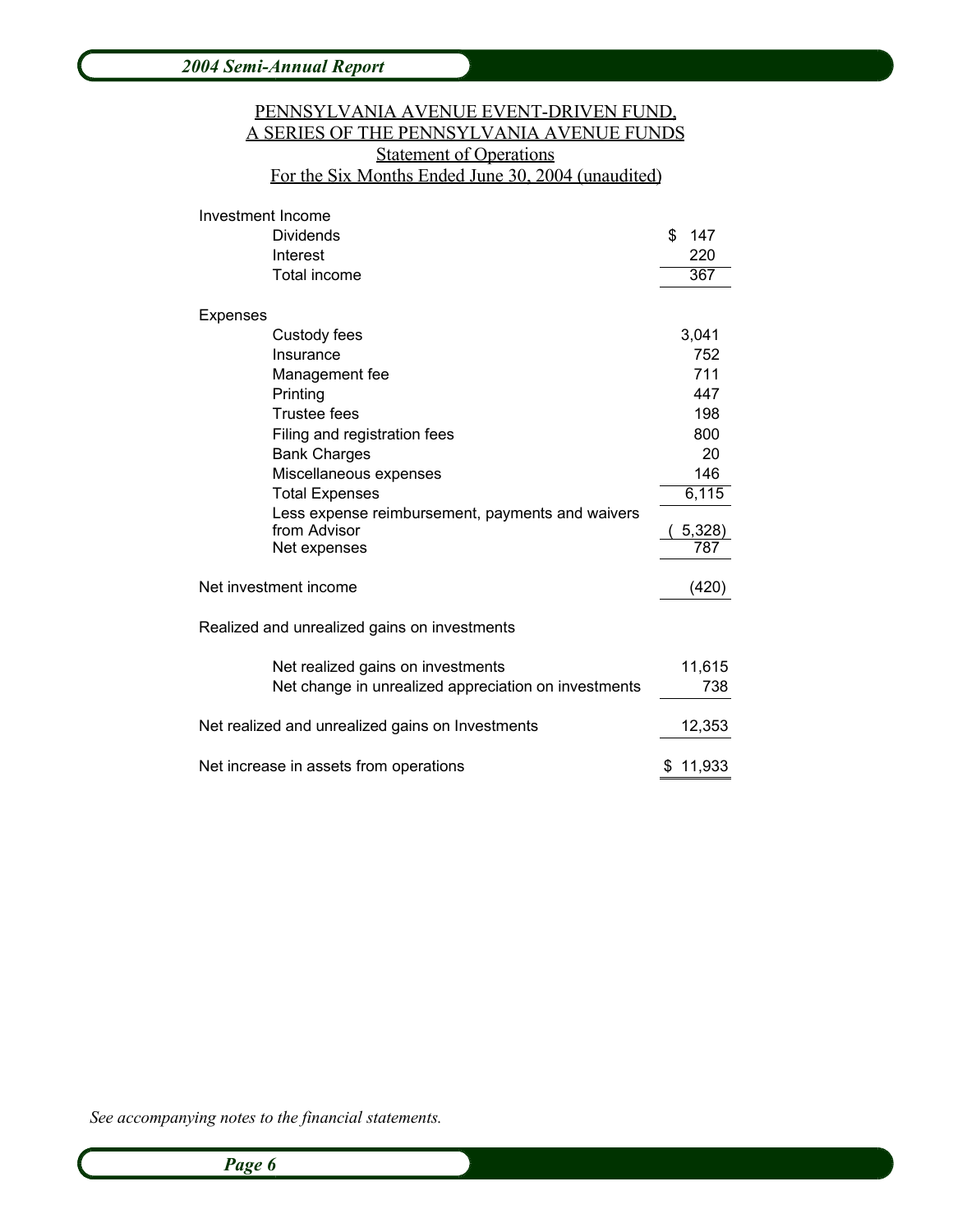# PENNSYLVANIA AVENUE EVENT-DRIVEN FUND, A SERIES OF THE PENNSYLVANIA AVENUE FUNDS

## Statement of Operations

### For the Six Months Ended June 30, 2004 (unaudited)

| | |
|---|---|
| **Investment Income** | |
| Dividends | $ 147 |
| Interest | 220 |
| Total income | 367 |
| **Expenses** | |
| Custody fees | 3,041 |
| Insurance | 752 |
| Management fee | 711 |
| Printing | 447 |
| Trustee fees | 198 |
| Filing and registration fees | 800 |
| Bank Charges | 20 |
| Miscellaneous expenses | 146 |
| Total Expenses | 6,115 |
| Less expense reimbursement, payments and waivers from Advisor | ( 5,328) |
| Net expenses | 787 |
| **Net investment income** | (420) |
| **Realized and unrealized gains on investments** | |
| Net realized gains on investments | 11,615 |
| Net change in unrealized appreciation on investments | 738 |
| **Net realized and unrealized gains on Investments** | 12,353 |
| **Net increase in assets from operations** | $ 11,933 |

*See accompanying notes to the financial statements.*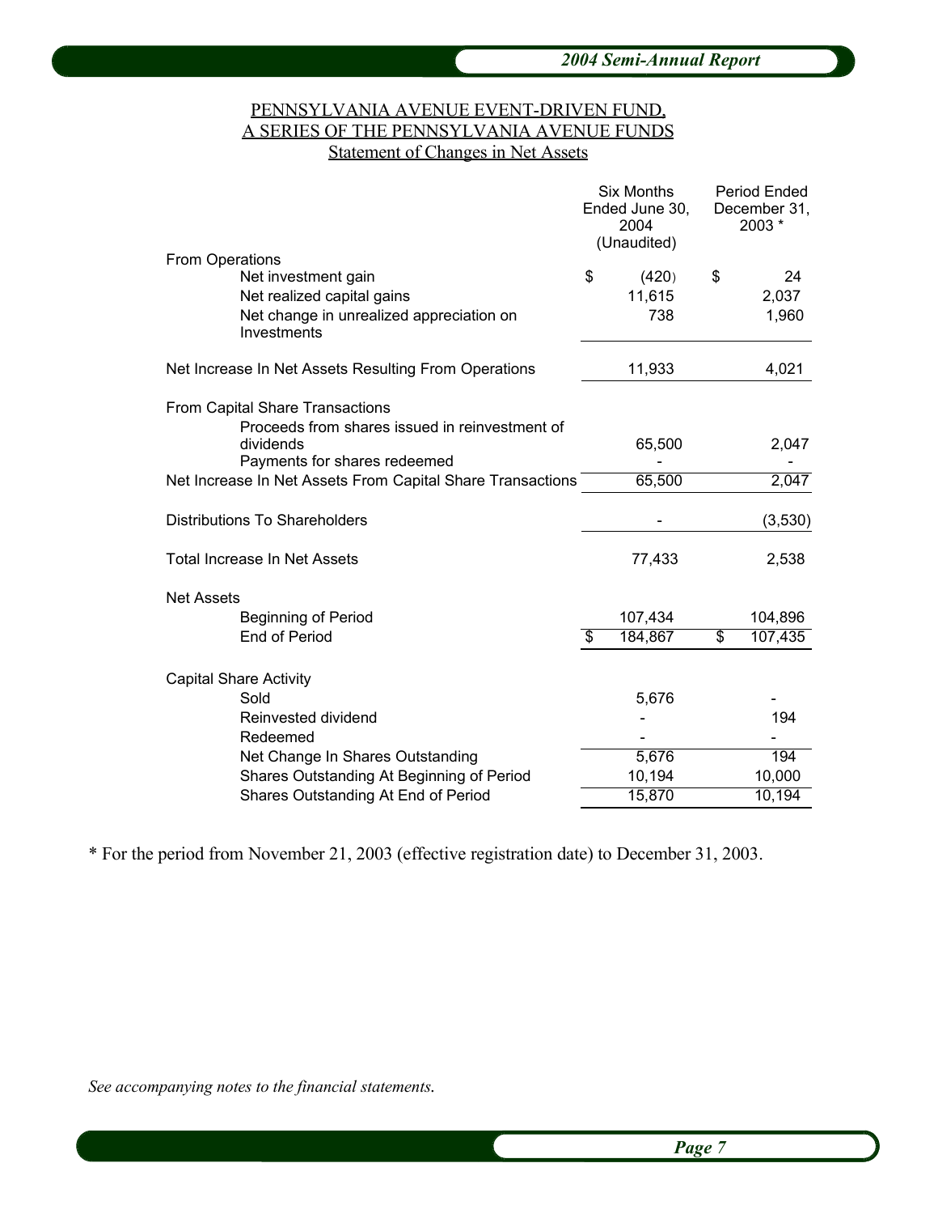PENNSYLVANIA AVENUE EVENT-DRIVEN FUND,
A SERIES OF THE PENNSYLVANIA AVENUE FUNDS
Statement of Changes in Net Assets

| | Six Months Ended June 30, 2004 (Unaudited) | Period Ended December 31, 2003 * |
|---|---|---|
| **From Operations** | | |
| Net investment gain | $ (420) | $ 24 |
| Net realized capital gains | 11,615 | 2,037 |
| Net change in unrealized appreciation on Investments | 738 | 1,960 |
| Net Increase In Net Assets Resulting From Operations | 11,933 | 4,021 |
| **From Capital Share Transactions** | | |
| Proceeds from shares issued in reinvestment of dividends | 65,500 | 2,047 |
| Payments for shares redeemed | - | - |
| Net Increase In Net Assets From Capital Share Transactions | 65,500 | 2,047 |
| Distributions To Shareholders | - | (3,530) |
| Total Increase In Net Assets | 77,433 | 2,538 |
| **Net Assets** | | |
| Beginning of Period | 107,434 | 104,896 |
| End of Period | $ 184,867 | $ 107,435 |
| **Capital Share Activity** | | |
| Sold | 5,676 | - |
| Reinvested dividend | - | 194 |
| Redeemed | - | - |
| Net Change In Shares Outstanding | 5,676 | 194 |
| Shares Outstanding At Beginning of Period | 10,194 | 10,000 |
| Shares Outstanding At End of Period | 15,870 | 10,194 |

* For the period from November 21, 2003 (effective registration date) to December 31, 2003.

*See accompanying notes to the financial statements.*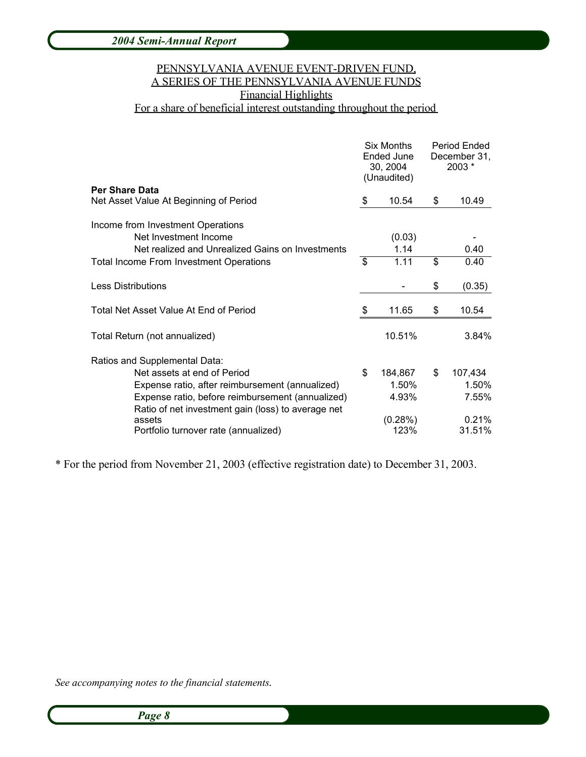PENNSYLVANIA AVENUE EVENT-DRIVEN FUND,
A SERIES OF THE PENNSYLVANIA AVENUE FUNDS
Financial Highlights
For a share of beneficial interest outstanding throughout the period

| | Six Months Ended June 30, 2004 (Unaudited) | Period Ended December 31, 2003 * |
|---|---|---|
| **Per Share Data** | | |
| Net Asset Value At Beginning of Period | $ 10.54 | $ 10.49 |
| | | |
| Income from Investment Operations | | |
| Net Investment Income | (0.03) | - |
| Net realized and Unrealized Gains on Investments | 1.14 | 0.40 |
| Total Income From Investment Operations | $ 1.11 | $ 0.40 |
| | | |
| Less Distributions | - | $ (0.35) |
| | | |
| Total Net Asset Value At End of Period | $ 11.65 | $ 10.54 |
| | | |
| Total Return (not annualized) | 10.51% | 3.84% |
| | | |
| Ratios and Supplemental Data: | | |
| Net assets at end of Period | $ 184,867 | $ 107,434 |
| Expense ratio, after reimbursement (annualized) | 1.50% | 1.50% |
| Expense ratio, before reimbursement (annualized) | 4.93% | 7.55% |
| Ratio of net investment gain (loss) to average net assets | (0.28%) | 0.21% |
| Portfolio turnover rate (annualized) | 123% | 31.51% |

* For the period from November 21, 2003 (effective registration date) to December 31, 2003.

*See accompanying notes to the financial statements.*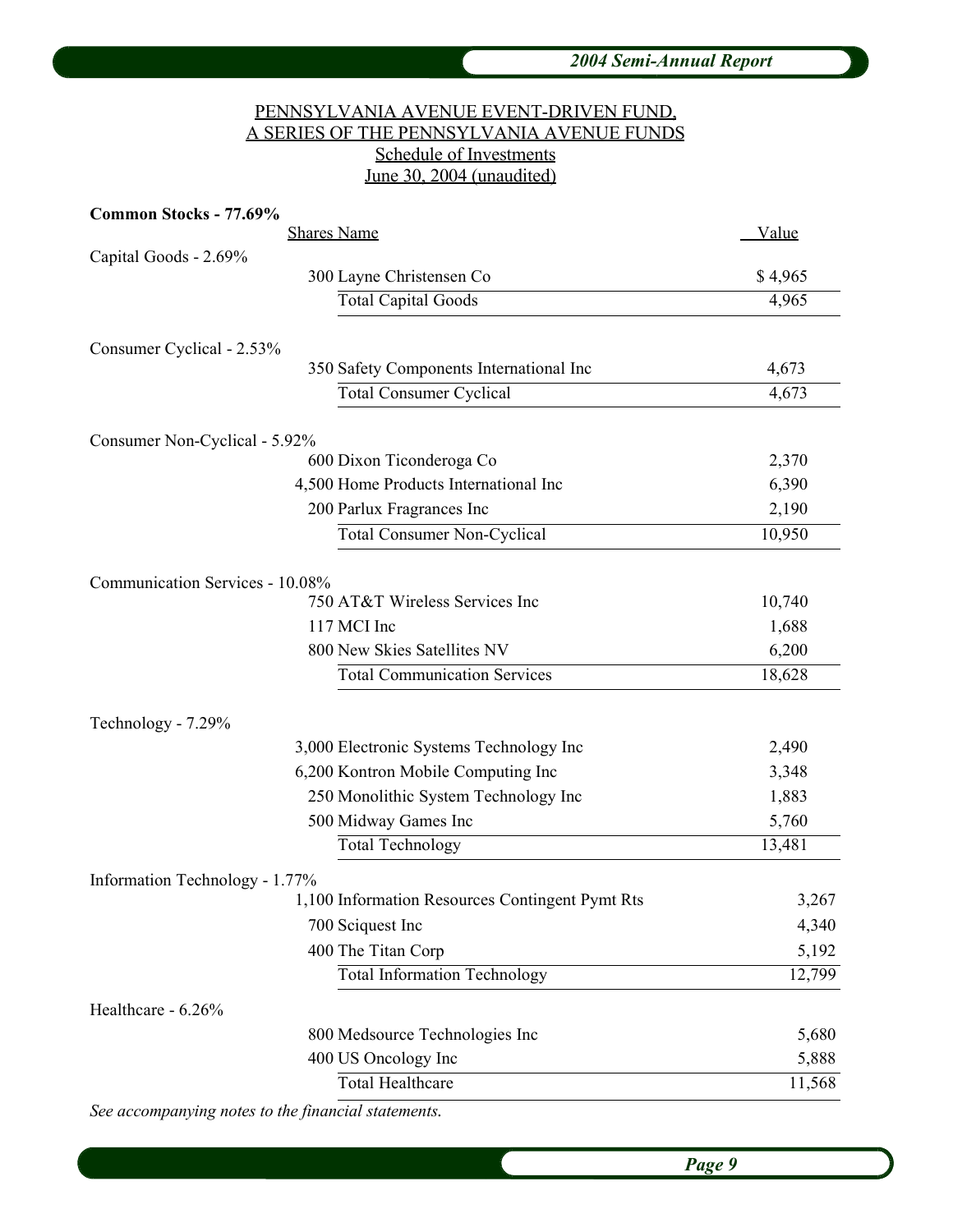PENNSYLVANIA AVENUE EVENT-DRIVEN FUND,
A SERIES OF THE PENNSYLVANIA AVENUE FUNDS
Schedule of Investments
June 30, 2004 (unaudited)

**Common Stocks - 77.69%**

| | Shares | Name | Value |
|---|---|---|---|
| Capital Goods - 2.69% | | | |
| | 300 | Layne Christensen Co | $ 4,965 |
| | | Total Capital Goods | 4,965 |
| Consumer Cyclical - 2.53% | | | |
| | 350 | Safety Components International Inc | 4,673 |
| | | Total Consumer Cyclical | 4,673 |
| Consumer Non-Cyclical - 5.92% | | | |
| | 600 | Dixon Ticonderoga Co | 2,370 |
| | 4,500 | Home Products International Inc | 6,390 |
| | 200 | Parlux Fragrances Inc | 2,190 |
| | | Total Consumer Non-Cyclical | 10,950 |
| Communication Services - 10.08% | | | |
| | 750 | AT&T Wireless Services Inc | 10,740 |
| | 117 | MCI Inc | 1,688 |
| | 800 | New Skies Satellites NV | 6,200 |
| | | Total Communication Services | 18,628 |
| Technology - 7.29% | | | |
| | 3,000 | Electronic Systems Technology Inc | 2,490 |
| | 6,200 | Kontron Mobile Computing Inc | 3,348 |
| | 250 | Monolithic System Technology Inc | 1,883 |
| | 500 | Midway Games Inc | 5,760 |
| | | Total Technology | 13,481 |
| Information Technology - 1.77% | | | |
| | 1,100 | Information Resources Contingent Pymt Rts | 3,267 |
| | 700 | Sciquest Inc | 4,340 |
| | 400 | The Titan Corp | 5,192 |
| | | Total Information Technology | 12,799 |
| Healthcare - 6.26% | | | |
| | 800 | Medsource Technologies Inc | 5,680 |
| | 400 | US Oncology Inc | 5,888 |
| | | Total Healthcare | 11,568 |

*See accompanying notes to the financial statements.*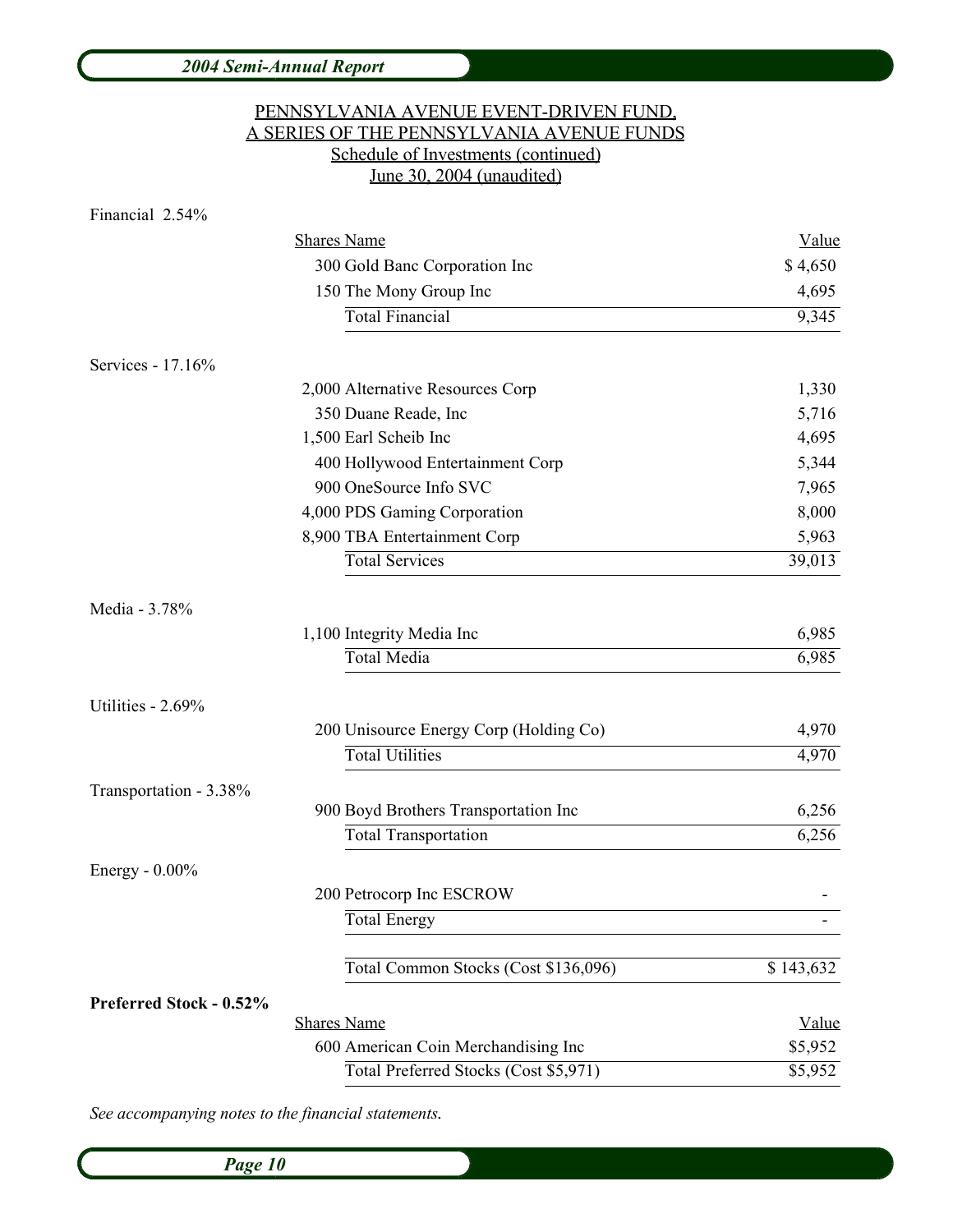PENNSYLVANIA AVENUE EVENT-DRIVEN FUND,
A SERIES OF THE PENNSYLVANIA AVENUE FUNDS
Schedule of Investments (continued)
June 30, 2004 (unaudited)

Financial 2.54%

| Shares | Name | Value |
|---|---|---|
| 300 | Gold Banc Corporation Inc | $ 4,650 |
| 150 | The Mony Group Inc | 4,695 |
| | Total Financial | 9,345 |

Services - 17.16%

| Shares | Name | Value |
|---|---|---|
| 2,000 | Alternative Resources Corp | 1,330 |
| 350 | Duane Reade, Inc | 5,716 |
| 1,500 | Earl Scheib Inc | 4,695 |
| 400 | Hollywood Entertainment Corp | 5,344 |
| 900 | OneSource Info SVC | 7,965 |
| 4,000 | PDS Gaming Corporation | 8,000 |
| 8,900 | TBA Entertainment Corp | 5,963 |
| | Total Services | 39,013 |

Media - 3.78%

| Shares | Name | Value |
|---|---|---|
| 1,100 | Integrity Media Inc | 6,985 |
| | Total Media | 6,985 |

Utilities - 2.69%

| Shares | Name | Value |
|---|---|---|
| 200 | Unisource Energy Corp (Holding Co) | 4,970 |
| | Total Utilities | 4,970 |

Transportation - 3.38%

| Shares | Name | Value |
|---|---|---|
| 900 | Boyd Brothers Transportation Inc | 6,256 |
| | Total Transportation | 6,256 |

Energy - 0.00%

| Shares | Name | Value |
|---|---|---|
| 200 | Petrocorp Inc ESCROW | - |
| | Total Energy | - |
| | Total Common Stocks (Cost $136,096) | $ 143,632 |

**Preferred Stock - 0.52%**

| Shares | Name | Value |
|---|---|---|
| 600 | American Coin Merchandising Inc | $5,952 |
| | Total Preferred Stocks (Cost $5,971) | $5,952 |

*See accompanying notes to the financial statements.*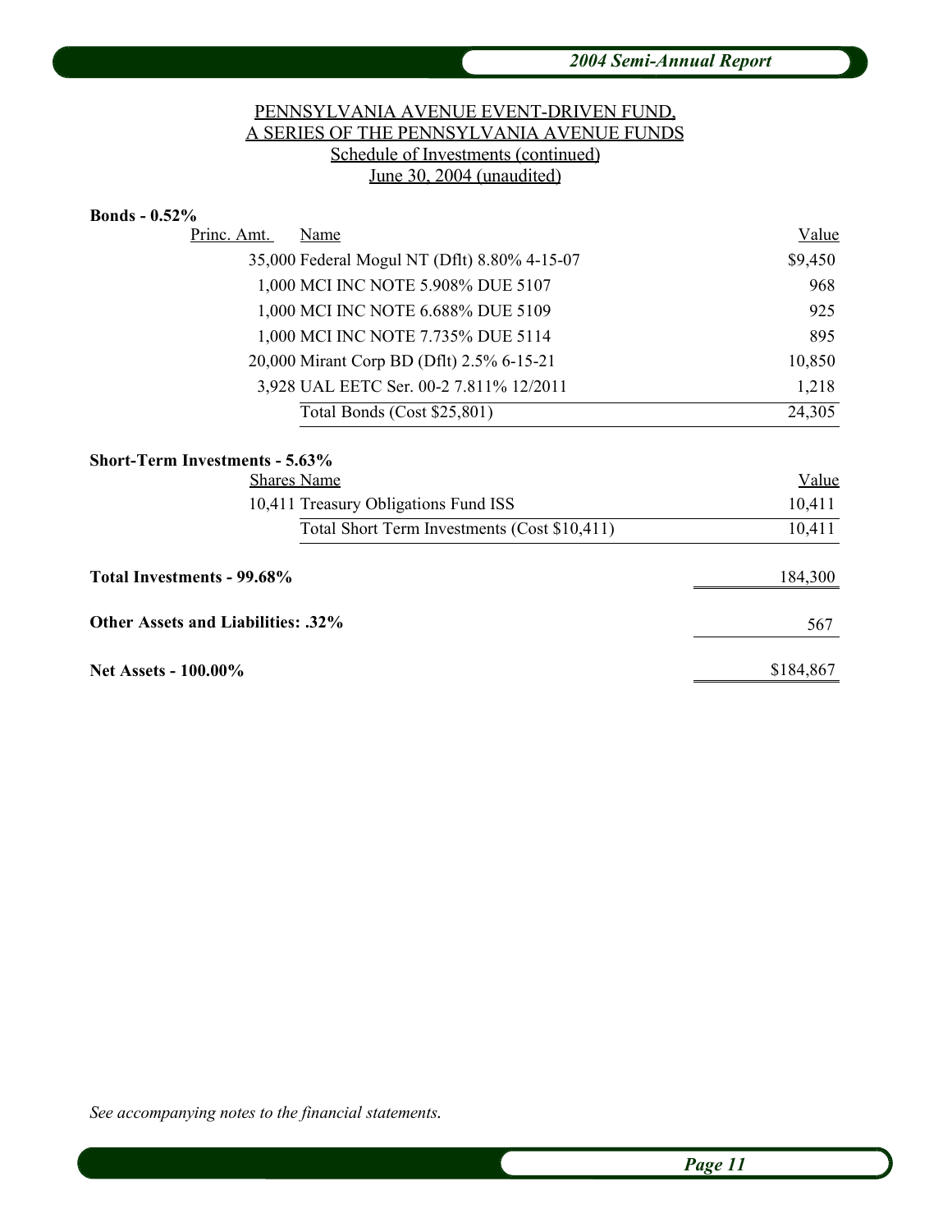PENNSYLVANIA AVENUE EVENT-DRIVEN FUND,
A SERIES OF THE PENNSYLVANIA AVENUE FUNDS
Schedule of Investments (continued)
June 30, 2004 (unaudited)

**Bonds - 0.52%**

| Princ. Amt. | Name | Value |
|---|---|---|
| 35,000 | Federal Mogul NT (Dflt) 8.80% 4-15-07 | $9,450 |
| 1,000 | MCI INC NOTE 5.908% DUE 5107 | 968 |
| 1,000 | MCI INC NOTE 6.688% DUE 5109 | 925 |
| 1,000 | MCI INC NOTE 7.735% DUE 5114 | 895 |
| 20,000 | Mirant Corp BD (Dflt) 2.5% 6-15-21 | 10,850 |
| 3,928 | UAL EETC Ser. 00-2 7.811% 12/2011 | 1,218 |
| | Total Bonds (Cost $25,801) | 24,305 |

**Short-Term Investments - 5.63%**

| Shares | Name | Value |
|---|---|---|
| 10,411 | Treasury Obligations Fund ISS | 10,411 |
| | Total Short Term Investments (Cost $10,411) | 10,411 |

| | |
|---|---|
| **Total Investments - 99.68%** | 184,300 |
| **Other Assets and Liabilities: .32%** | 567 |
| **Net Assets - 100.00%** | $184,867 |

*See accompanying notes to the financial statements.*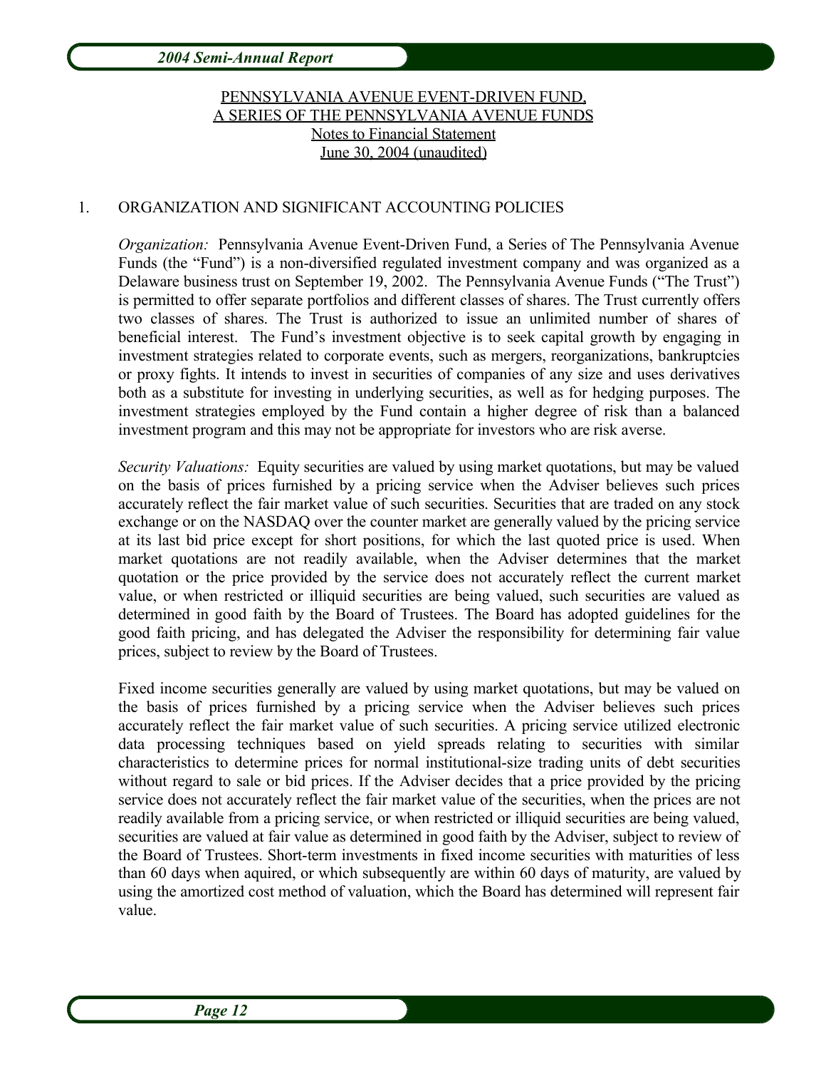PENNSYLVANIA AVENUE EVENT-DRIVEN FUND,
A SERIES OF THE PENNSYLVANIA AVENUE FUNDS
Notes to Financial Statement
June 30, 2004 (unaudited)

1. ORGANIZATION AND SIGNIFICANT ACCOUNTING POLICIES

*Organization:* Pennsylvania Avenue Event-Driven Fund, a Series of The Pennsylvania Avenue Funds (the "Fund") is a non-diversified regulated investment company and was organized as a Delaware business trust on September 19, 2002. The Pennsylvania Avenue Funds ("The Trust") is permitted to offer separate portfolios and different classes of shares. The Trust currently offers two classes of shares. The Trust is authorized to issue an unlimited number of shares of beneficial interest. The Fund's investment objective is to seek capital growth by engaging in investment strategies related to corporate events, such as mergers, reorganizations, bankruptcies or proxy fights. It intends to invest in securities of companies of any size and uses derivatives both as a substitute for investing in underlying securities, as well as for hedging purposes. The investment strategies employed by the Fund contain a higher degree of risk than a balanced investment program and this may not be appropriate for investors who are risk averse.

*Security Valuations:* Equity securities are valued by using market quotations, but may be valued on the basis of prices furnished by a pricing service when the Adviser believes such prices accurately reflect the fair market value of such securities. Securities that are traded on any stock exchange or on the NASDAQ over the counter market are generally valued by the pricing service at its last bid price except for short positions, for which the last quoted price is used. When market quotations are not readily available, when the Adviser determines that the market quotation or the price provided by the service does not accurately reflect the current market value, or when restricted or illiquid securities are being valued, such securities are valued as determined in good faith by the Board of Trustees. The Board has adopted guidelines for the good faith pricing, and has delegated the Adviser the responsibility for determining fair value prices, subject to review by the Board of Trustees.

Fixed income securities generally are valued by using market quotations, but may be valued on the basis of prices furnished by a pricing service when the Adviser believes such prices accurately reflect the fair market value of such securities. A pricing service utilized electronic data processing techniques based on yield spreads relating to securities with similar characteristics to determine prices for normal institutional-size trading units of debt securities without regard to sale or bid prices. If the Adviser decides that a price provided by the pricing service does not accurately reflect the fair market value of the securities, when the prices are not readily available from a pricing service, or when restricted or illiquid securities are being valued, securities are valued at fair value as determined in good faith by the Adviser, subject to review of the Board of Trustees. Short-term investments in fixed income securities with maturities of less than 60 days when aquired, or which subsequently are within 60 days of maturity, are valued by using the amortized cost method of valuation, which the Board has determined will represent fair value.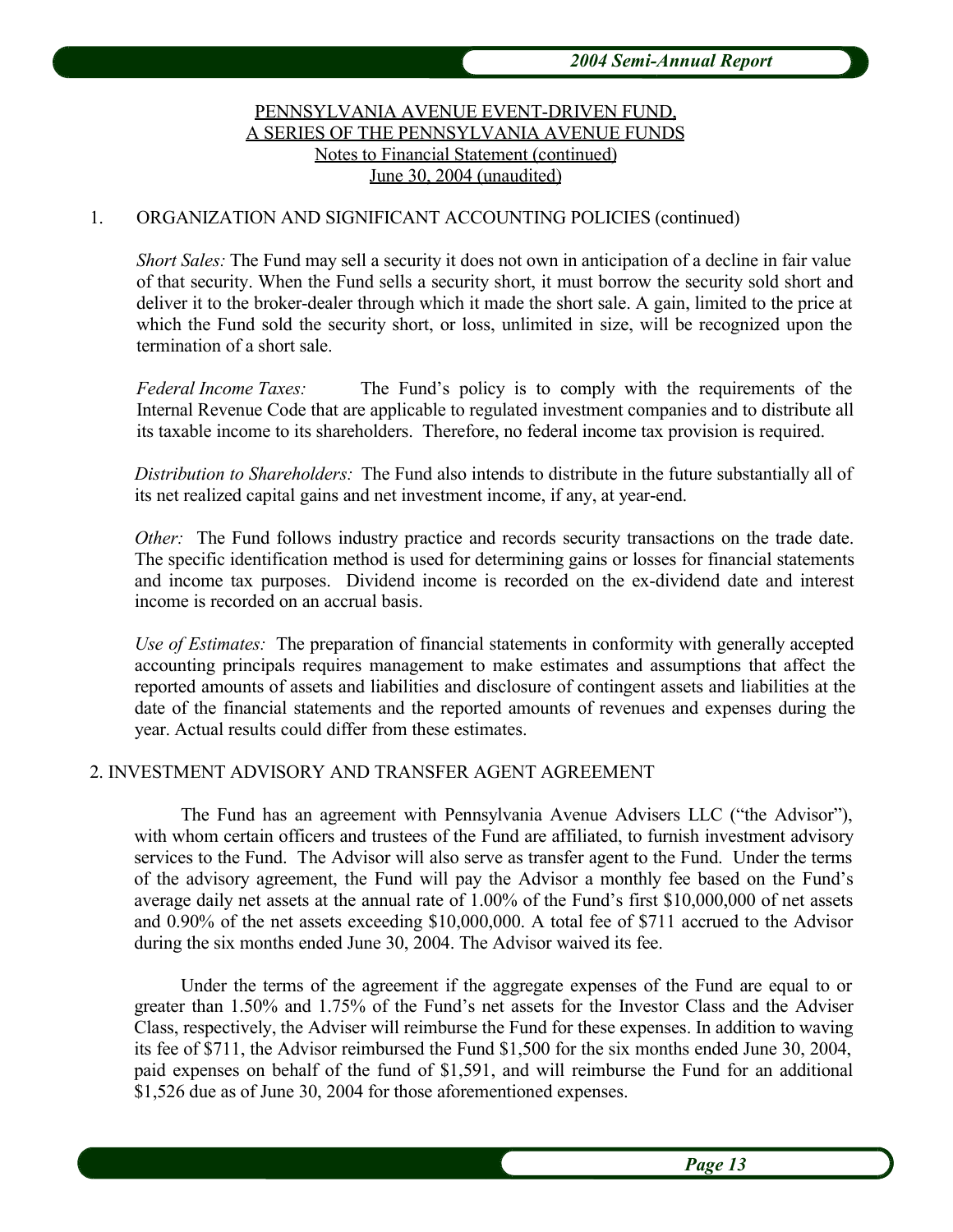PENNSYLVANIA AVENUE EVENT-DRIVEN FUND,
A SERIES OF THE PENNSYLVANIA AVENUE FUNDS
Notes to Financial Statement (continued)
June 30, 2004 (unaudited)

## 1. ORGANIZATION AND SIGNIFICANT ACCOUNTING POLICIES (continued)

*Short Sales:* The Fund may sell a security it does not own in anticipation of a decline in fair value of that security. When the Fund sells a security short, it must borrow the security sold short and deliver it to the broker-dealer through which it made the short sale. A gain, limited to the price at which the Fund sold the security short, or loss, unlimited in size, will be recognized upon the termination of a short sale.

*Federal Income Taxes:* The Fund's policy is to comply with the requirements of the Internal Revenue Code that are applicable to regulated investment companies and to distribute all its taxable income to its shareholders. Therefore, no federal income tax provision is required.

*Distribution to Shareholders:* The Fund also intends to distribute in the future substantially all of its net realized capital gains and net investment income, if any, at year-end.

*Other:* The Fund follows industry practice and records security transactions on the trade date. The specific identification method is used for determining gains or losses for financial statements and income tax purposes. Dividend income is recorded on the ex-dividend date and interest income is recorded on an accrual basis.

*Use of Estimates:* The preparation of financial statements in conformity with generally accepted accounting principals requires management to make estimates and assumptions that affect the reported amounts of assets and liabilities and disclosure of contingent assets and liabilities at the date of the financial statements and the reported amounts of revenues and expenses during the year. Actual results could differ from these estimates.

## 2. INVESTMENT ADVISORY AND TRANSFER AGENT AGREEMENT

The Fund has an agreement with Pennsylvania Avenue Advisers LLC ("the Advisor"), with whom certain officers and trustees of the Fund are affiliated, to furnish investment advisory services to the Fund. The Advisor will also serve as transfer agent to the Fund. Under the terms of the advisory agreement, the Fund will pay the Advisor a monthly fee based on the Fund's average daily net assets at the annual rate of 1.00% of the Fund's first $10,000,000 of net assets and 0.90% of the net assets exceeding $10,000,000. A total fee of $711 accrued to the Advisor during the six months ended June 30, 2004. The Advisor waived its fee.

Under the terms of the agreement if the aggregate expenses of the Fund are equal to or greater than 1.50% and 1.75% of the Fund's net assets for the Investor Class and the Adviser Class, respectively, the Adviser will reimburse the Fund for these expenses. In addition to waving its fee of $711, the Advisor reimbursed the Fund $1,500 for the six months ended June 30, 2004, paid expenses on behalf of the fund of $1,591, and will reimburse the Fund for an additional $1,526 due as of June 30, 2004 for those aforementioned expenses.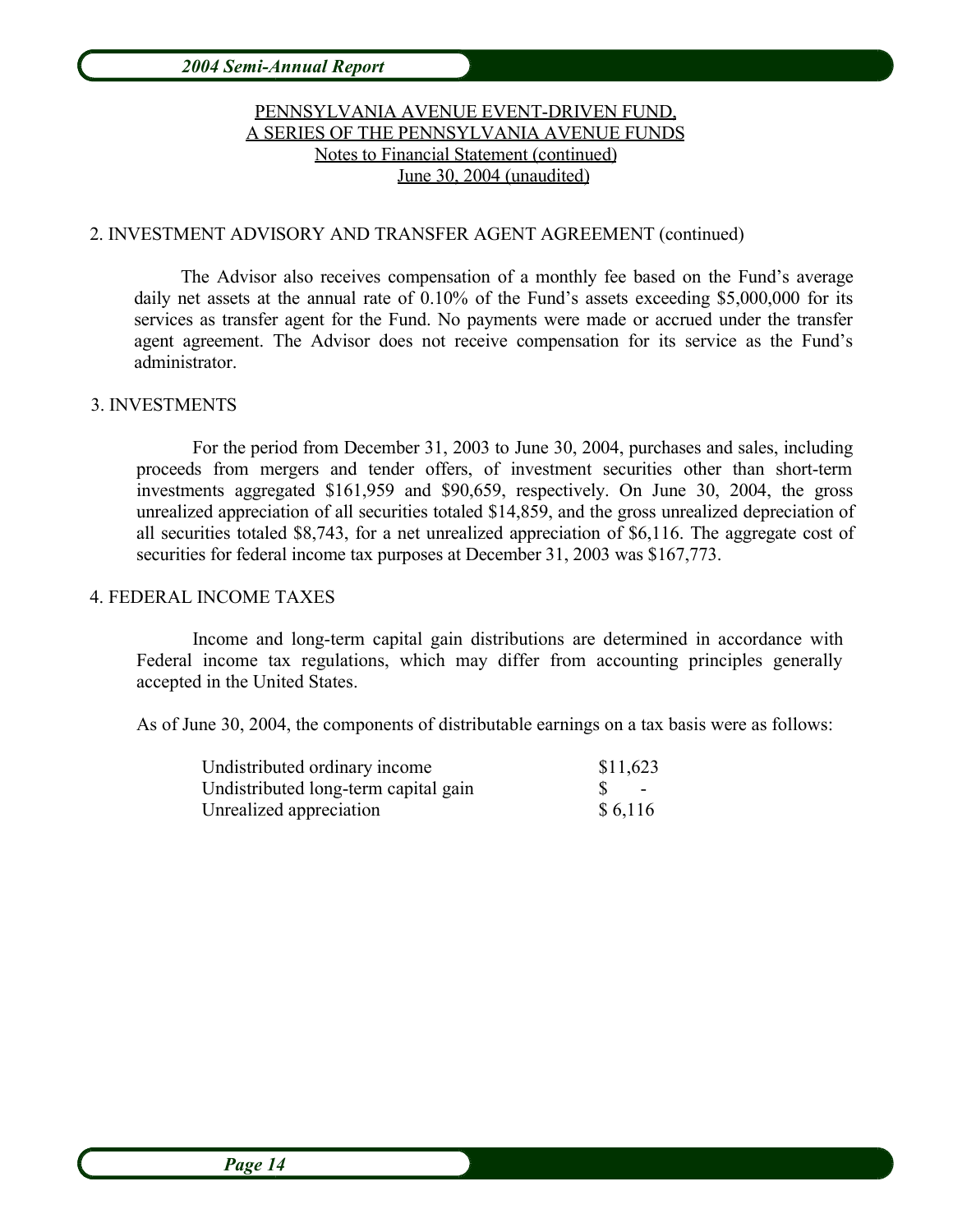PENNSYLVANIA AVENUE EVENT-DRIVEN FUND,
A SERIES OF THE PENNSYLVANIA AVENUE FUNDS
Notes to Financial Statement (continued)
June 30, 2004 (unaudited)

2. INVESTMENT ADVISORY AND TRANSFER AGENT AGREEMENT (continued)

The Advisor also receives compensation of a monthly fee based on the Fund's average daily net assets at the annual rate of 0.10% of the Fund's assets exceeding $5,000,000 for its services as transfer agent for the Fund. No payments were made or accrued under the transfer agent agreement. The Advisor does not receive compensation for its service as the Fund's administrator.

3. INVESTMENTS

For the period from December 31, 2003 to June 30, 2004, purchases and sales, including proceeds from mergers and tender offers, of investment securities other than short-term investments aggregated $161,959 and $90,659, respectively. On June 30, 2004, the gross unrealized appreciation of all securities totaled $14,859, and the gross unrealized depreciation of all securities totaled $8,743, for a net unrealized appreciation of $6,116. The aggregate cost of securities for federal income tax purposes at December 31, 2003 was $167,773.

4. FEDERAL INCOME TAXES

Income and long-term capital gain distributions are determined in accordance with Federal income tax regulations, which may differ from accounting principles generally accepted in the United States.

As of June 30, 2004, the components of distributable earnings on a tax basis were as follows:

| | |
|---|---|
| Undistributed ordinary income | $11,623 |
| Undistributed long-term capital gain | $ - |
| Unrealized appreciation | $ 6,116 |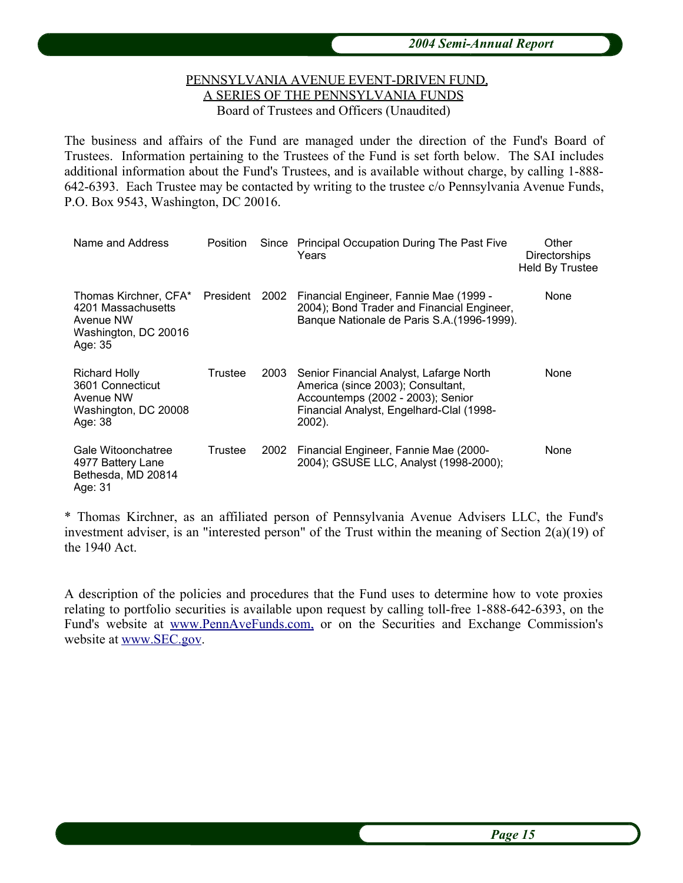PENNSYLVANIA AVENUE EVENT-DRIVEN FUND,
A SERIES OF THE PENNSYLVANIA FUNDS
Board of Trustees and Officers (Unaudited)

The business and affairs of the Fund are managed under the direction of the Fund's Board of Trustees. Information pertaining to the Trustees of the Fund is set forth below. The SAI includes additional information about the Fund's Trustees, and is available without charge, by calling 1-888-642-6393. Each Trustee may be contacted by writing to the trustee c/o Pennsylvania Avenue Funds, P.O. Box 9543, Washington, DC 20016.

| Name and Address | Position | Since | Principal Occupation During The Past Five Years | Other Directorships Held By Trustee |
|---|---|---|---|---|
| Thomas Kirchner, CFA* 4201 Massachusetts Avenue NW Washington, DC 20016 Age: 35 | President | 2002 | Financial Engineer, Fannie Mae (1999 - 2004); Bond Trader and Financial Engineer, Banque Nationale de Paris S.A.(1996-1999). | None |
| Richard Holly 3601 Connecticut Avenue NW Washington, DC 20008 Age: 38 | Trustee | 2003 | Senior Financial Analyst, Lafarge North America (since 2003); Consultant, Accountemps (2002 - 2003); Senior Financial Analyst, Engelhard-Clal (1998-2002). | None |
| Gale Witoonchatree 4977 Battery Lane Bethesda, MD 20814 Age: 31 | Trustee | 2002 | Financial Engineer, Fannie Mae (2000-2004); GSUSE LLC, Analyst (1998-2000); | None |

* Thomas Kirchner, as an affiliated person of Pennsylvania Avenue Advisers LLC, the Fund's investment adviser, is an "interested person" of the Trust within the meaning of Section 2(a)(19) of the 1940 Act.

A description of the policies and procedures that the Fund uses to determine how to vote proxies relating to portfolio securities is available upon request by calling toll-free 1-888-642-6393, on the Fund's website at www.PennAveFunds.com, or on the Securities and Exchange Commission's website at www.SEC.gov.